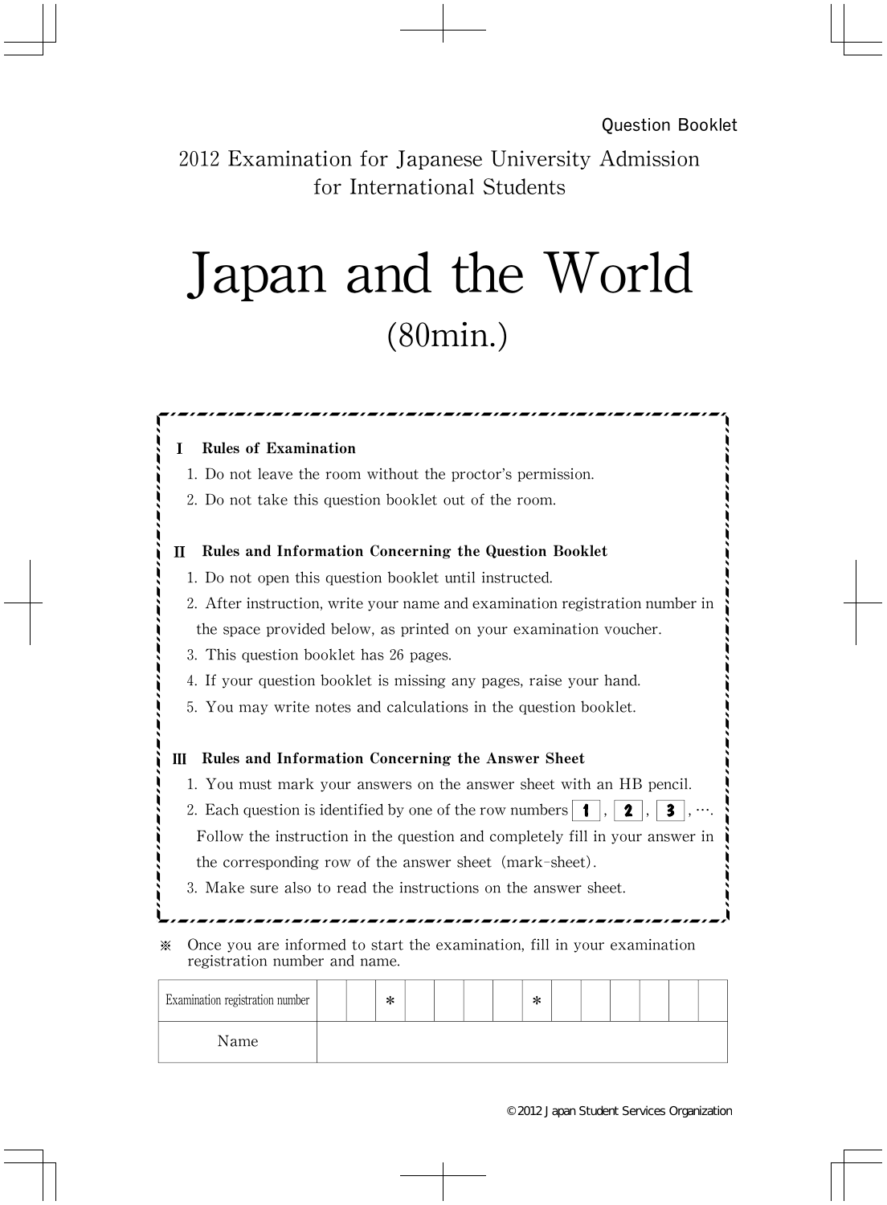Question Booklet

2012 Examination for Japanese University Admission for International Students

# Japan and the World

(80min.)

**I Rules of Examination**

1. Do not leave the room without the proctor's permission.
2. Do not take this question booklet out of the room.

**II Rules and Information Concerning the Question Booklet**

1. Do not open this question booklet until instructed.
2. After instruction, write your name and examination registration number in the space provided below, as printed on your examination voucher.
3. This question booklet has 26 pages.
4. If your question booklet is missing any pages, raise your hand.
5. You may write notes and calculations in the question booklet.

**III Rules and Information Concerning the Answer Sheet**

1. You must mark your answers on the answer sheet with an HB pencil.
2. Each question is identified by one of the row numbers **1**, **2**, **3**, …. Follow the instruction in the question and completely fill in your answer in the corresponding row of the answer sheet (mark-sheet).
3. Make sure also to read the instructions on the answer sheet.

※ Once you are informed to start the examination, fill in your examination registration number and name.

| Examination registration number | | | * | | | | | * | | | | | | | |
|---|---|---|---|---|---|---|---|---|---|---|---|---|---|---|---|
| Name | | | | | | | | | | | | | | | |

©2012 Japan Student Services Organization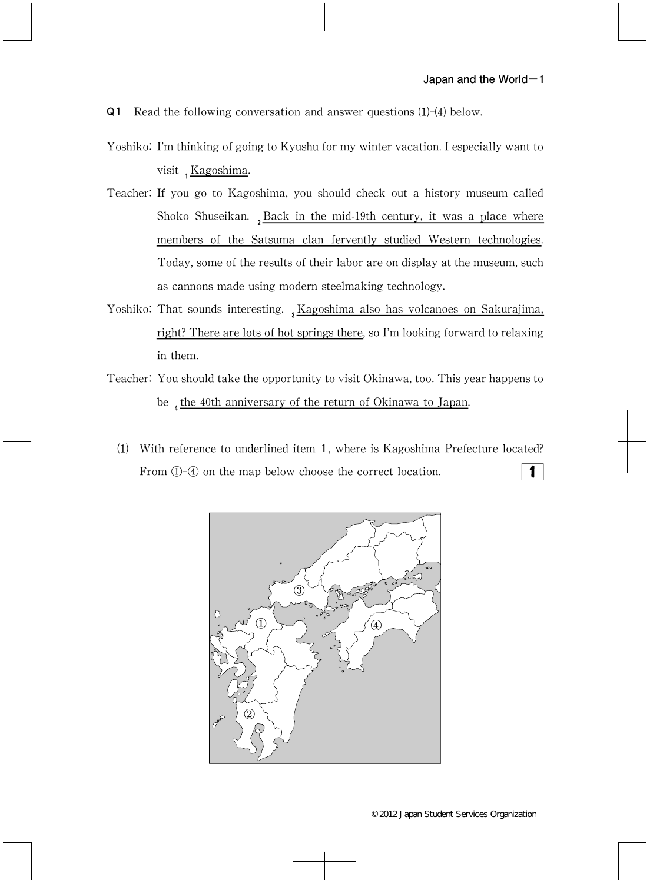**Q1** Read the following conversation and answer questions (1)-(4) below.

Yoshiko: I'm thinking of going to Kyushu for my winter vacation. I especially want to visit [1] Kagoshima.

Teacher: If you go to Kagoshima, you should check out a history museum called Shoko Shuseikan. [2] Back in the mid-19th century, it was a place where members of the Satsuma clan fervently studied Western technologies. Today, some of the results of their labor are on display at the museum, such as cannons made using modern steelmaking technology.

Yoshiko: That sounds interesting. [3] Kagoshima also has volcanoes on Sakurajima, right? There are lots of hot springs there, so I'm looking forward to relaxing in them.

Teacher: You should take the opportunity to visit Okinawa, too. This year happens to be [4] the 40th anniversary of the return of Okinawa to Japan.

(1) With reference to underlined item **1**, where is Kagoshima Prefecture located? From ①-④ on the map below choose the correct location. **1**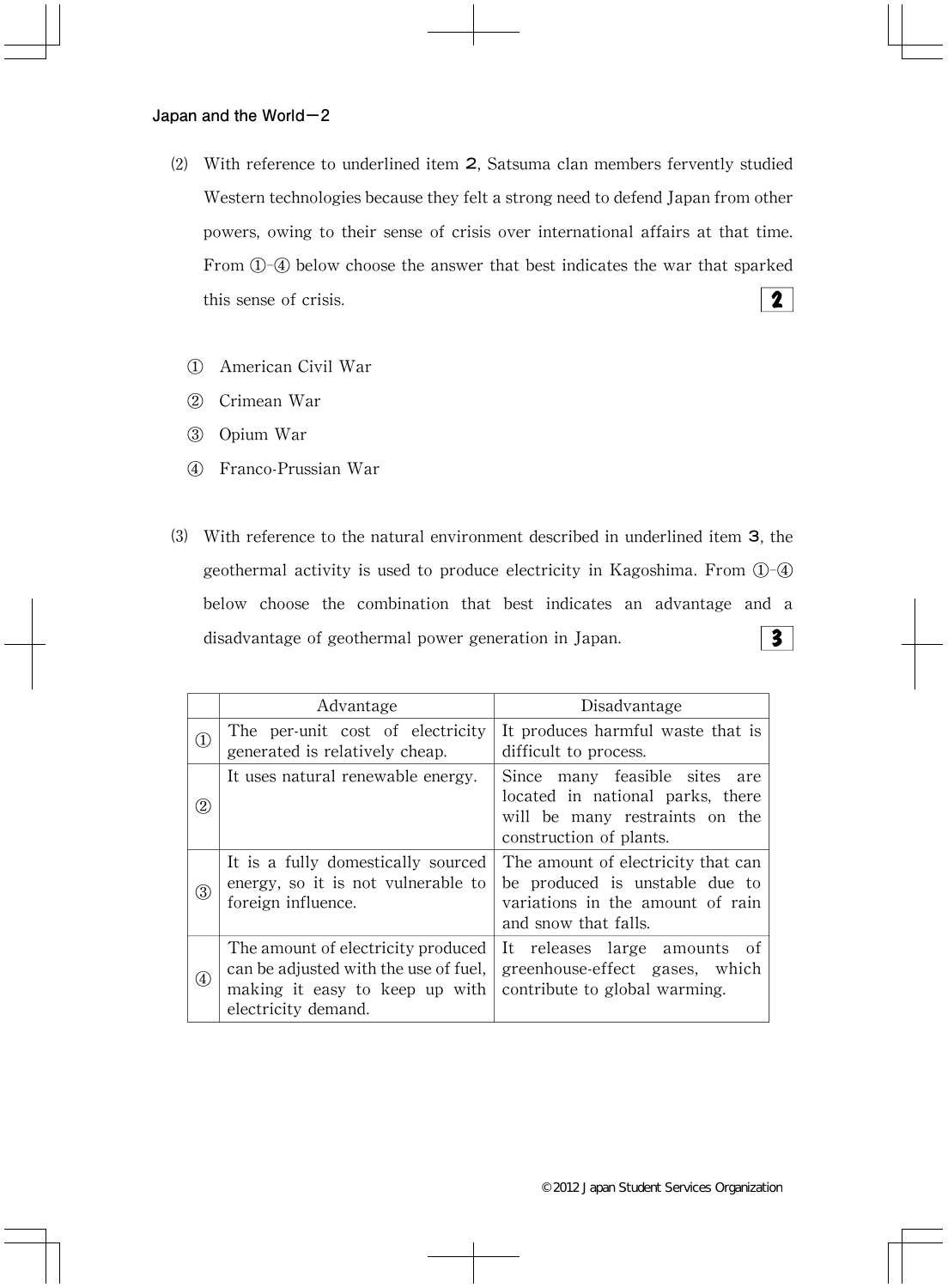(2) With reference to underlined item **2**, Satsuma clan members fervently studied Western technologies because they felt a strong need to defend Japan from other powers, owing to their sense of crisis over international affairs at that time. From ①-④ below choose the answer that best indicates the war that sparked this sense of crisis. **2**

① American Civil War

② Crimean War

③ Opium War

④ Franco-Prussian War

(3) With reference to the natural environment described in underlined item **3**, the geothermal activity is used to produce electricity in Kagoshima. From ①-④ below choose the combination that best indicates an advantage and a disadvantage of geothermal power generation in Japan. **3**

| | Advantage | Disadvantage |
|---|---|---|
| ① | The per-unit cost of electricity generated is relatively cheap. | It produces harmful waste that is difficult to process. |
| ② | It uses natural renewable energy. | Since many feasible sites are located in national parks, there will be many restraints on the construction of plants. |
| ③ | It is a fully domestically sourced energy, so it is not vulnerable to foreign influence. | The amount of electricity that can be produced is unstable due to variations in the amount of rain and snow that falls. |
| ④ | The amount of electricity produced can be adjusted with the use of fuel, making it easy to keep up with electricity demand. | It releases large amounts of greenhouse-effect gases, which contribute to global warming. |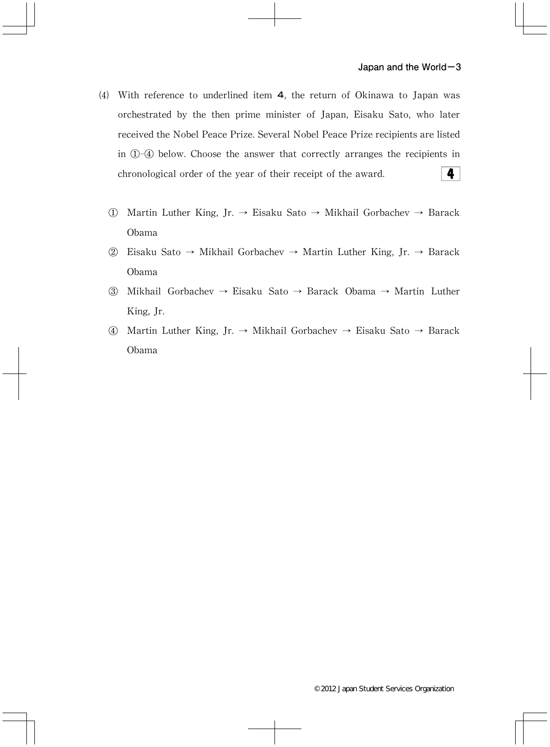(4) With reference to underlined item **4**, the return of Okinawa to Japan was orchestrated by the then prime minister of Japan, Eisaku Sato, who later received the Nobel Peace Prize. Several Nobel Peace Prize recipients are listed in ①-④ below. Choose the answer that correctly arranges the recipients in chronological order of the year of their receipt of the award. **4**

① Martin Luther King, Jr. → Eisaku Sato → Mikhail Gorbachev → Barack Obama

② Eisaku Sato → Mikhail Gorbachev → Martin Luther King, Jr. → Barack Obama

③ Mikhail Gorbachev → Eisaku Sato → Barack Obama → Martin Luther King, Jr.

④ Martin Luther King, Jr. → Mikhail Gorbachev → Eisaku Sato → Barack Obama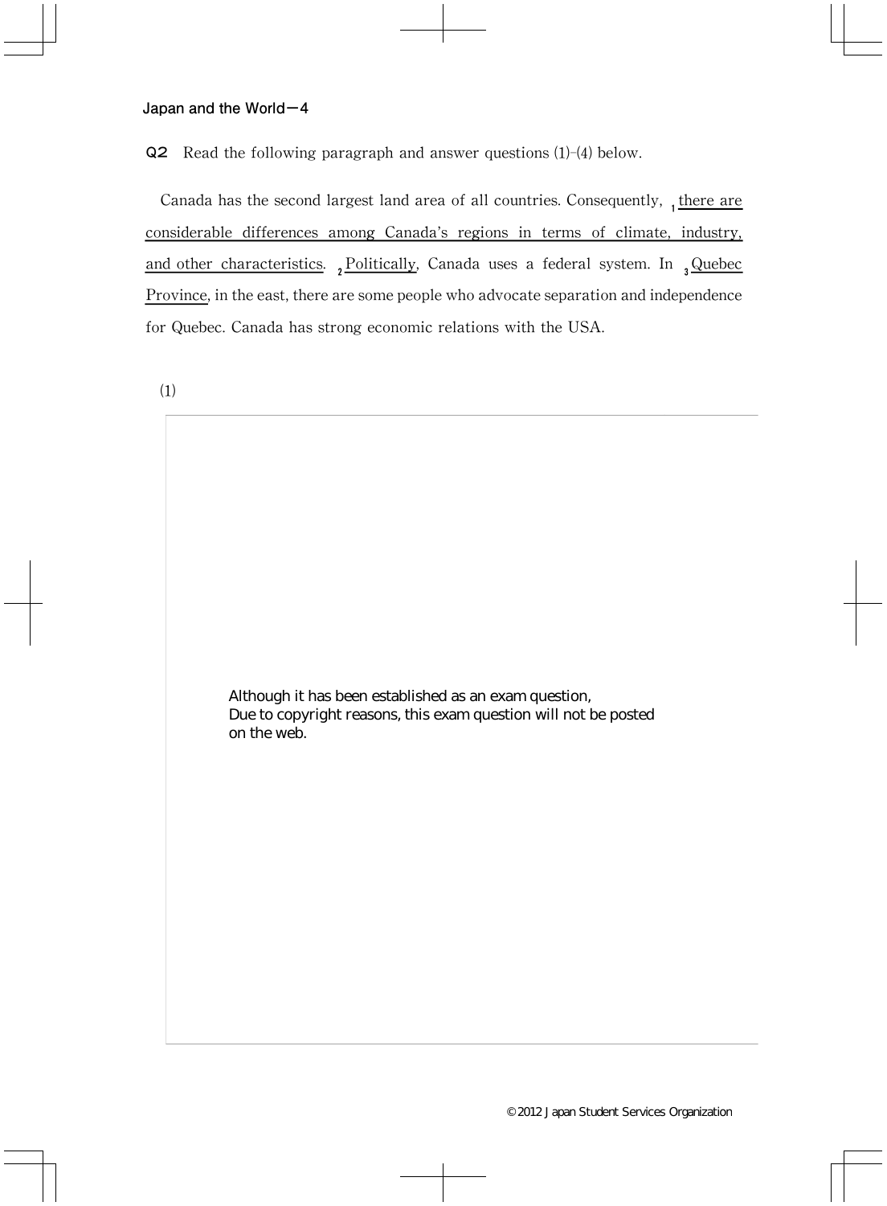**Q2** Read the following paragraph and answer questions (1)-(4) below.

Canada has the second largest land area of all countries. Consequently, [1]<u>there are considerable differences among Canada's regions in terms of climate, industry, and other characteristics</u>. [2]<u>Politically</u>, Canada uses a federal system. In [3]<u>Quebec Province</u>, in the east, there are some people who advocate separation and independence for Quebec. Canada has strong economic relations with the USA.

(1)

Although it has been established as an exam question,
Due to copyright reasons, this exam question will not be posted on the web.

© 2012 Japan Student Services Organization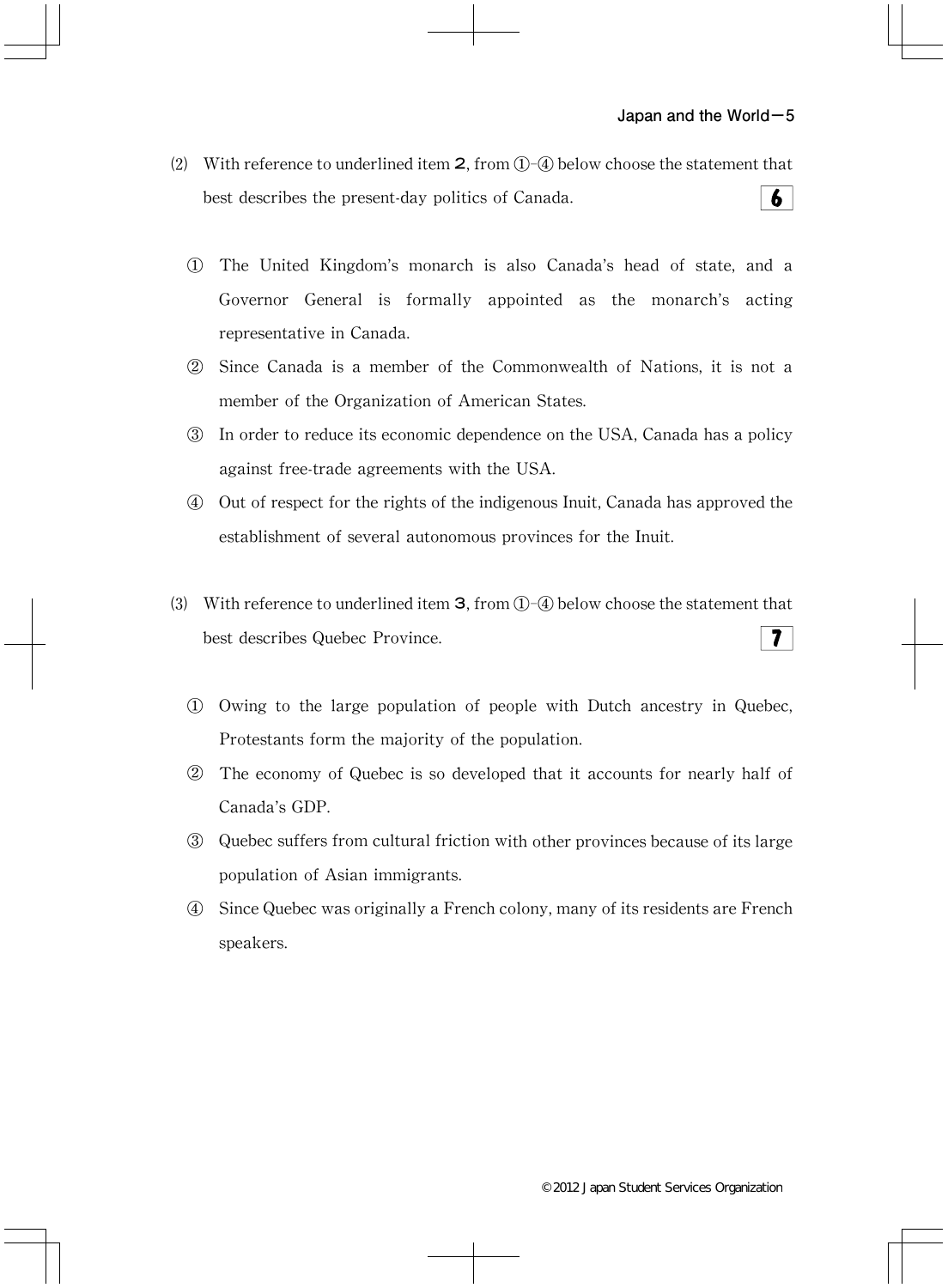(2) With reference to underlined item **2**, from ①-④ below choose the statement that best describes the present-day politics of Canada. **6**

① The United Kingdom's monarch is also Canada's head of state, and a Governor General is formally appointed as the monarch's acting representative in Canada.

② Since Canada is a member of the Commonwealth of Nations, it is not a member of the Organization of American States.

③ In order to reduce its economic dependence on the USA, Canada has a policy against free-trade agreements with the USA.

④ Out of respect for the rights of the indigenous Inuit, Canada has approved the establishment of several autonomous provinces for the Inuit.

(3) With reference to underlined item **3**, from ①-④ below choose the statement that best describes Quebec Province. **7**

① Owing to the large population of people with Dutch ancestry in Quebec, Protestants form the majority of the population.

② The economy of Quebec is so developed that it accounts for nearly half of Canada's GDP.

③ Quebec suffers from cultural friction with other provinces because of its large population of Asian immigrants.

④ Since Quebec was originally a French colony, many of its residents are French speakers.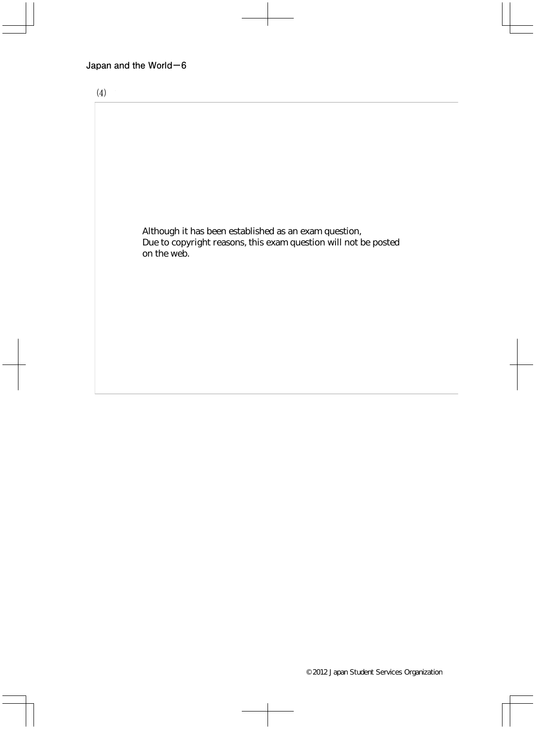(4)

Although it has been established as an exam question,
Due to copyright reasons, this exam question will not be posted on the web.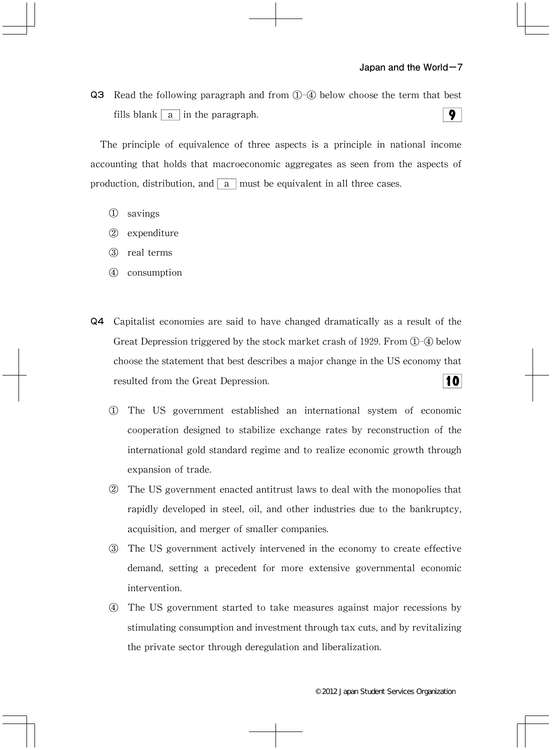**Q3** Read the following paragraph and from ①-④ below choose the term that best fills blank [ a ] in the paragraph. **9**

The principle of equivalence of three aspects is a principle in national income accounting that holds that macroeconomic aggregates as seen from the aspects of production, distribution, and [ a ] must be equivalent in all three cases.

① savings

② expenditure

③ real terms

④ consumption

**Q4** Capitalist economies are said to have changed dramatically as a result of the Great Depression triggered by the stock market crash of 1929. From ①-④ below choose the statement that best describes a major change in the US economy that resulted from the Great Depression. **10**

① The US government established an international system of economic cooperation designed to stabilize exchange rates by reconstruction of the international gold standard regime and to realize economic growth through expansion of trade.

② The US government enacted antitrust laws to deal with the monopolies that rapidly developed in steel, oil, and other industries due to the bankruptcy, acquisition, and merger of smaller companies.

③ The US government actively intervened in the economy to create effective demand, setting a precedent for more extensive governmental economic intervention.

④ The US government started to take measures against major recessions by stimulating consumption and investment through tax cuts, and by revitalizing the private sector through deregulation and liberalization.

©2012 Japan Student Services Organization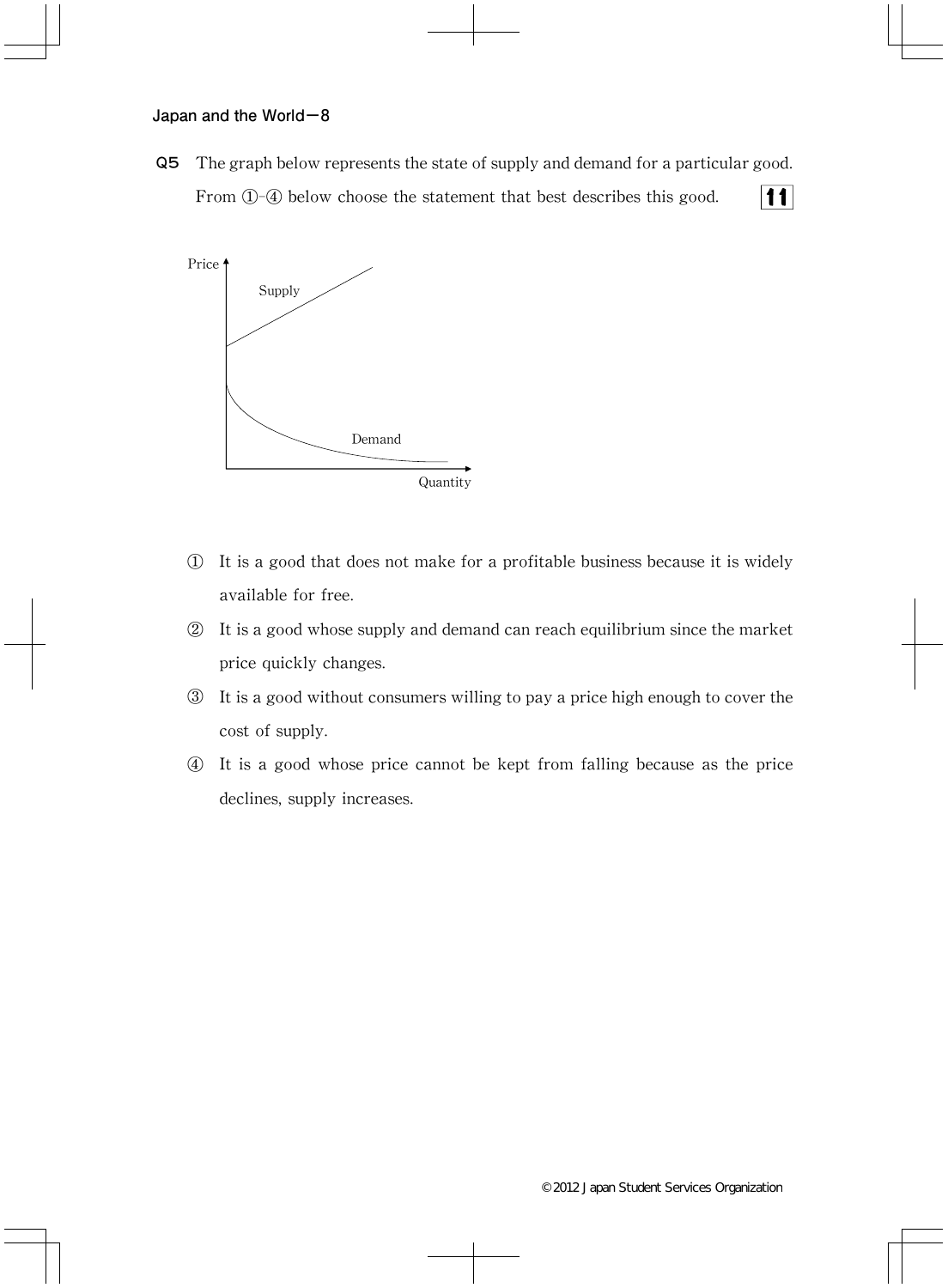**Q5** The graph below represents the state of supply and demand for a particular good. From ①-④ below choose the statement that best describes this good. **11**

Price

Supply

Demand

Quantity

① It is a good that does not make for a profitable business because it is widely available for free.

② It is a good whose supply and demand can reach equilibrium since the market price quickly changes.

③ It is a good without consumers willing to pay a price high enough to cover the cost of supply.

④ It is a good whose price cannot be kept from falling because as the price declines, supply increases.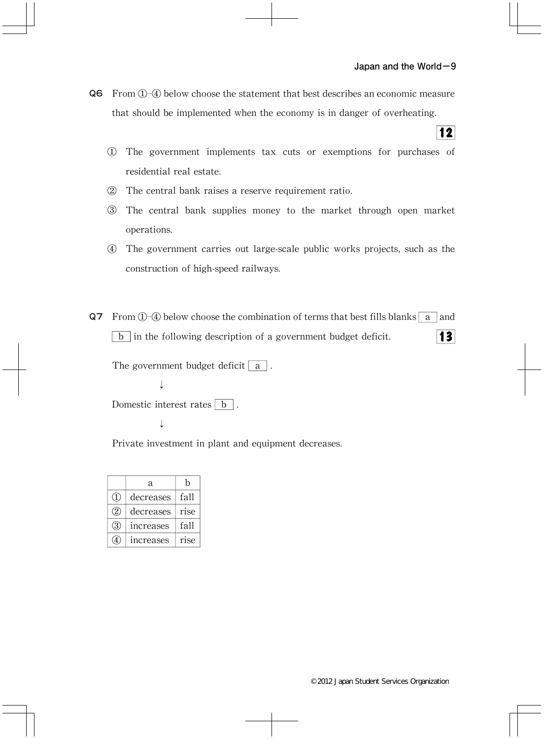**Q6** From ①-④ below choose the statement that best describes an economic measure that should be implemented when the economy is in danger of overheating. **12**

① The government implements tax cuts or exemptions for purchases of residential real estate.

② The central bank raises a reserve requirement ratio.

③ The central bank supplies money to the market through open market operations.

④ The government carries out large-scale public works projects, such as the construction of high-speed railways.

**Q7** From ①-④ below choose the combination of terms that best fills blanks [ a ] and [ b ] in the following description of a government budget deficit. **13**

The government budget deficit [ a ].

↓

Domestic interest rates [ b ].

↓

Private investment in plant and equipment decreases.

| | a | b |
|---|---|---|
| ① | decreases | fall |
| ② | decreases | rise |
| ③ | increases | fall |
| ④ | increases | rise |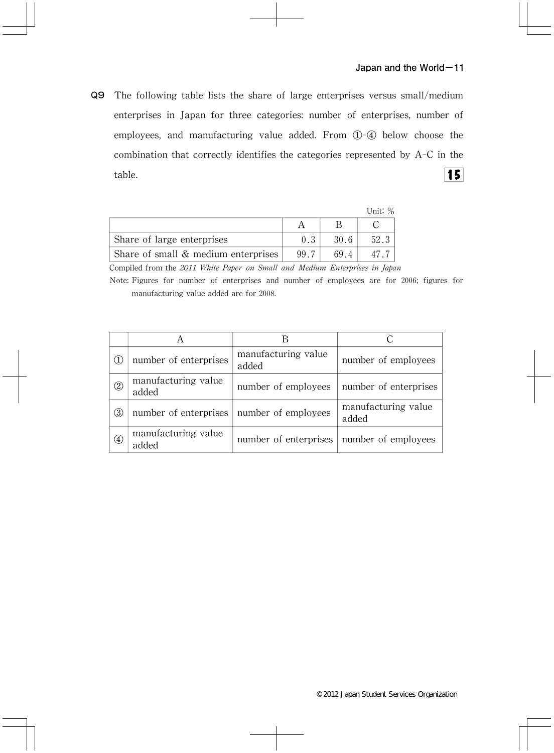**Q9** The following table lists the share of large enterprises versus small/medium enterprises in Japan for three categories: number of enterprises, number of employees, and manufacturing value added. From ①-④ below choose the combination that correctly identifies the categories represented by A-C in the table. **15**

Unit: %

| | A | B | C |
|---|---|---|---|
| Share of large enterprises | 0.3 | 30.6 | 52.3 |
| Share of small & medium enterprises | 99.7 | 69.4 | 47.7 |

Compiled from the *2011 White Paper on Small and Medium Enterprises in Japan*

Note: Figures for number of enterprises and number of employees are for 2006; figures for manufacturing value added are for 2008.

| | A | B | C |
|---|---|---|---|
| ① | number of enterprises | manufacturing value added | number of employees |
| ② | manufacturing value added | number of employees | number of enterprises |
| ③ | number of enterprises | number of employees | manufacturing value added |
| ④ | manufacturing value added | number of enterprises | number of employees |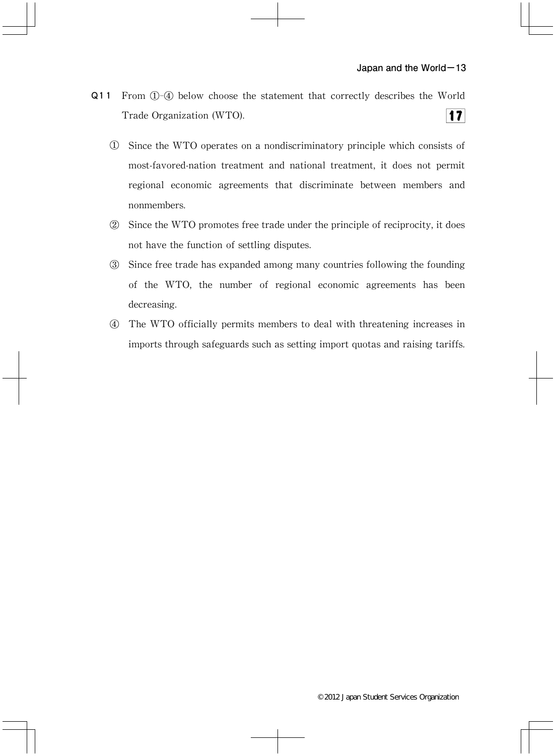**Q11** From ①-④ below choose the statement that correctly describes the World Trade Organization (WTO). **17**

① Since the WTO operates on a nondiscriminatory principle which consists of most-favored-nation treatment and national treatment, it does not permit regional economic agreements that discriminate between members and nonmembers.

② Since the WTO promotes free trade under the principle of reciprocity, it does not have the function of settling disputes.

③ Since free trade has expanded among many countries following the founding of the WTO, the number of regional economic agreements has been decreasing.

④ The WTO officially permits members to deal with threatening increases in imports through safeguards such as setting import quotas and raising tariffs.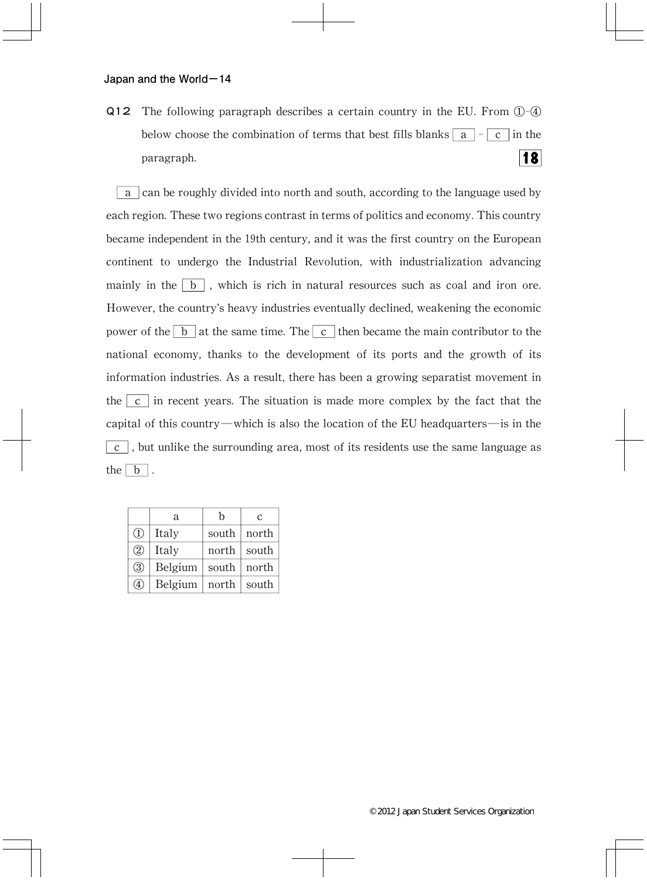**Q12** The following paragraph describes a certain country in the EU. From ①-④ below choose the combination of terms that best fills blanks [ a ] - [ c ] in the paragraph. **18**

[ a ] can be roughly divided into north and south, according to the language used by each region. These two regions contrast in terms of politics and economy. This country became independent in the 19th century, and it was the first country on the European continent to undergo the Industrial Revolution, with industrialization advancing mainly in the [ b ] , which is rich in natural resources such as coal and iron ore. However, the country's heavy industries eventually declined, weakening the economic power of the [ b ] at the same time. The [ c ] then became the main contributor to the national economy, thanks to the development of its ports and the growth of its information industries. As a result, there has been a growing separatist movement in the [ c ] in recent years. The situation is made more complex by the fact that the capital of this country—which is also the location of the EU headquarters—is in the [ c ] , but unlike the surrounding area, most of its residents use the same language as the [ b ] .

| | a | b | c |
|---|---|---|---|
| ① | Italy | south | north |
| ② | Italy | north | south |
| ③ | Belgium | south | north |
| ④ | Belgium | north | south |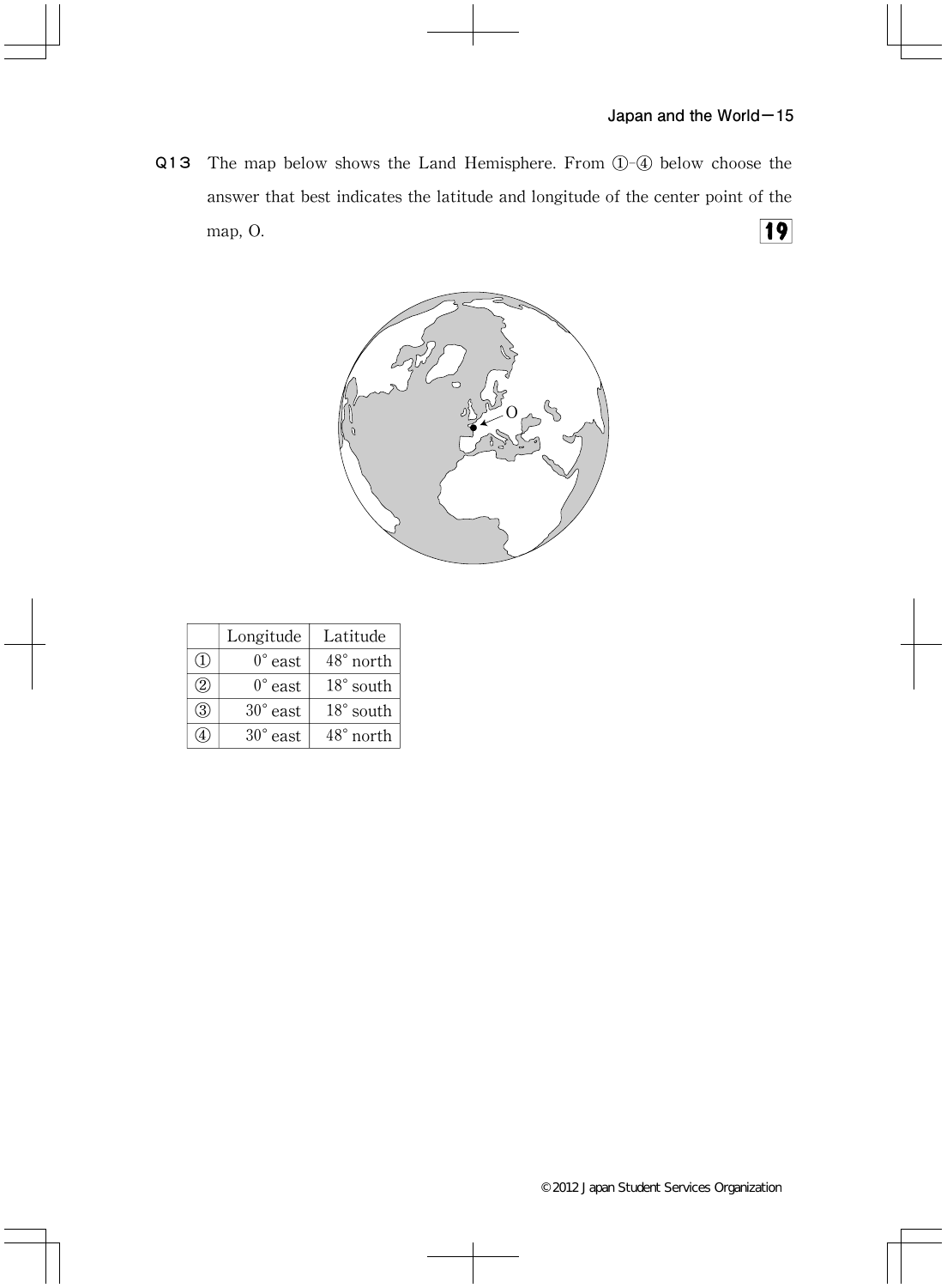**Q13** The map below shows the Land Hemisphere. From ①-④ below choose the answer that best indicates the latitude and longitude of the center point of the map, O. **19**

|  | Longitude | Latitude |
|---|---|---|
| ① | 0° east | 48° north |
| ② | 0° east | 18° south |
| ③ | 30° east | 18° south |
| ④ | 30° east | 48° north |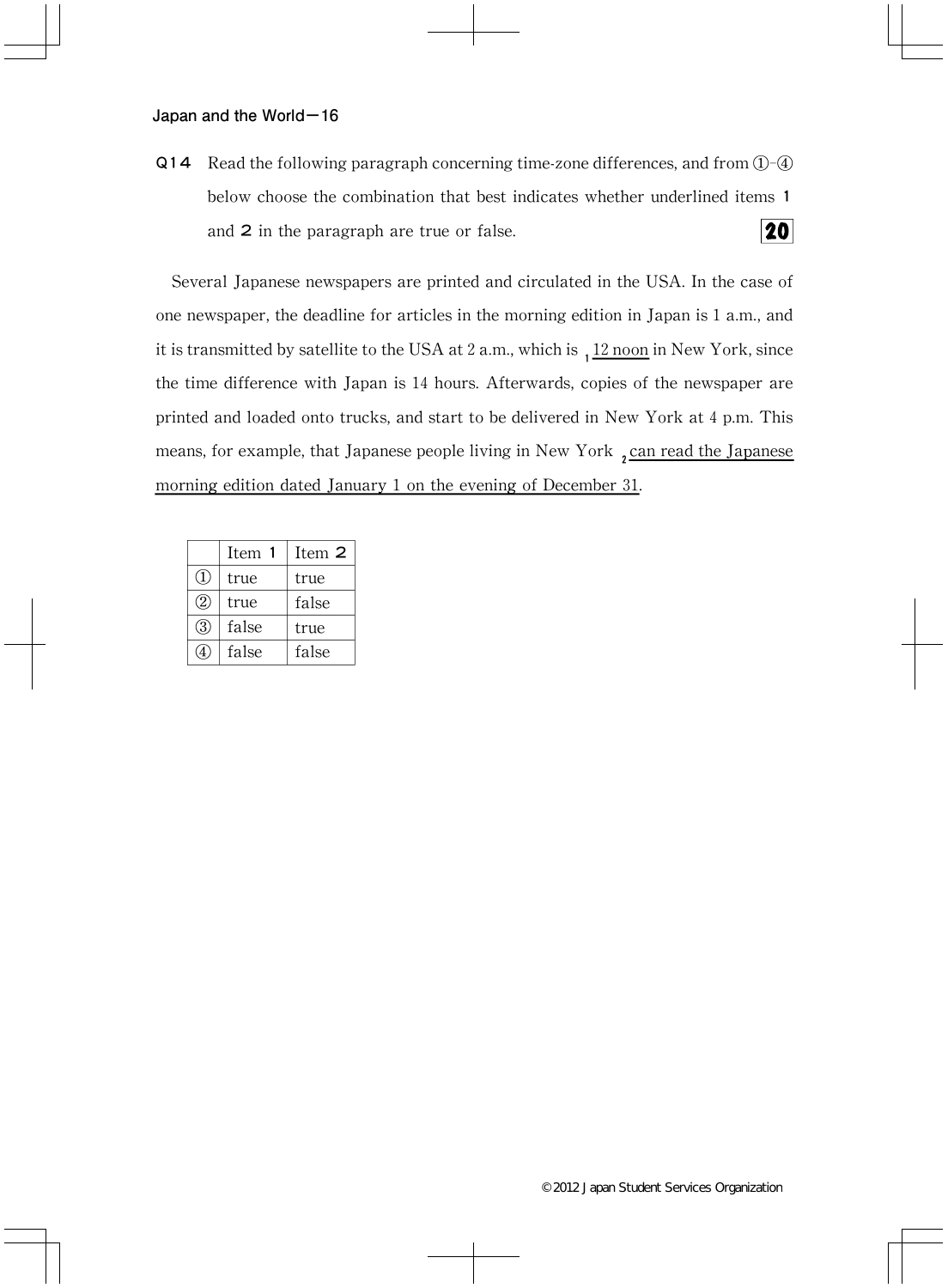**Q14** Read the following paragraph concerning time-zone differences, and from ①-④ below choose the combination that best indicates whether underlined items **1** and **2** in the paragraph are true or false. **20**

Several Japanese newspapers are printed and circulated in the USA. In the case of one newspaper, the deadline for articles in the morning edition in Japan is 1 a.m., and it is transmitted by satellite to the USA at 2 a.m., which is 1 12 noon in New York, since the time difference with Japan is 14 hours. Afterwards, copies of the newspaper are printed and loaded onto trucks, and start to be delivered in New York at 4 p.m. This means, for example, that Japanese people living in New York 2 can read the Japanese morning edition dated January 1 on the evening of December 31.

| | Item **1** | Item **2** |
|---|---|---|
| ① | true | true |
| ② | true | false |
| ③ | false | true |
| ④ | false | false |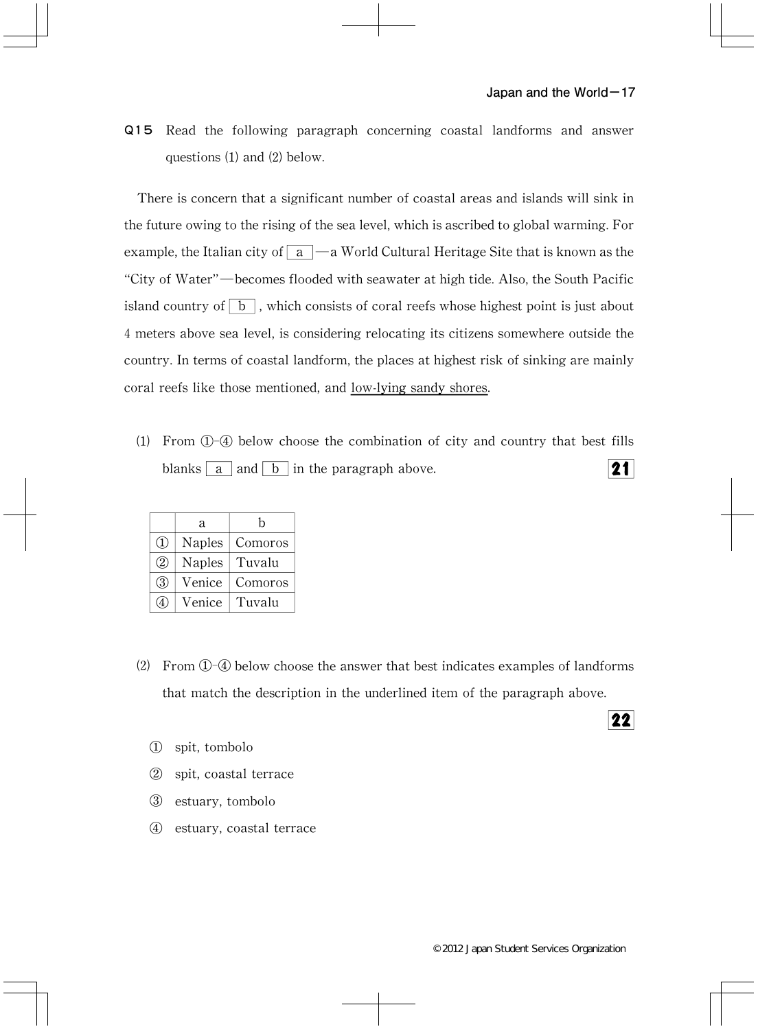**Q15** Read the following paragraph concerning coastal landforms and answer questions (1) and (2) below.

There is concern that a significant number of coastal areas and islands will sink in the future owing to the rising of the sea level, which is ascribed to global warming. For example, the Italian city of [ a ]—a World Cultural Heritage Site that is known as the "City of Water"—becomes flooded with seawater at high tide. Also, the South Pacific island country of [ b ], which consists of coral reefs whose highest point is just about 4 meters above sea level, is considering relocating its citizens somewhere outside the country. In terms of coastal landform, the places at highest risk of sinking are mainly coral reefs like those mentioned, and <u>low-lying sandy shores</u>.

(1) From ①-④ below choose the combination of city and country that best fills blanks [ a ] and [ b ] in the paragraph above. **21**

| | a | b |
|---|---|---|
| ① | Naples | Comoros |
| ② | Naples | Tuvalu |
| ③ | Venice | Comoros |
| ④ | Venice | Tuvalu |

(2) From ①-④ below choose the answer that best indicates examples of landforms that match the description in the underlined item of the paragraph above. **22**

① spit, tombolo

② spit, coastal terrace

③ estuary, tombolo

④ estuary, coastal terrace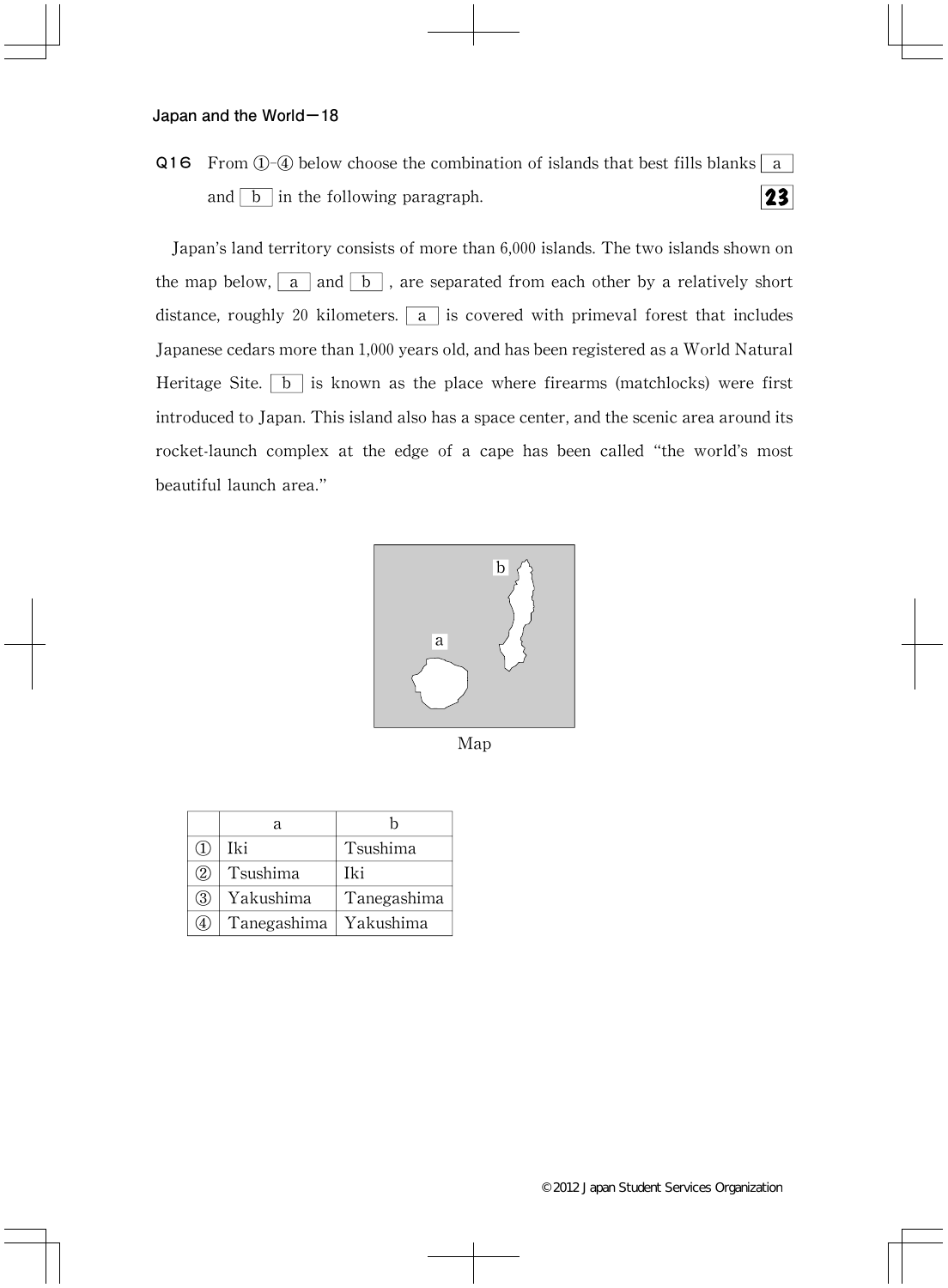**Q16** From ①-④ below choose the combination of islands that best fills blanks [ a ] and [ b ] in the following paragraph. **23**

Japan's land territory consists of more than 6,000 islands. The two islands shown on the map below, [ a ] and [ b ], are separated from each other by a relatively short distance, roughly 20 kilometers. [ a ] is covered with primeval forest that includes Japanese cedars more than 1,000 years old, and has been registered as a World Natural Heritage Site. [ b ] is known as the place where firearms (matchlocks) were first introduced to Japan. This island also has a space center, and the scenic area around its rocket-launch complex at the edge of a cape has been called "the world's most beautiful launch area."

Map

| | a | b |
|---|---|---|
| ① | Iki | Tsushima |
| ② | Tsushima | Iki |
| ③ | Yakushima | Tanegashima |
| ④ | Tanegashima | Yakushima |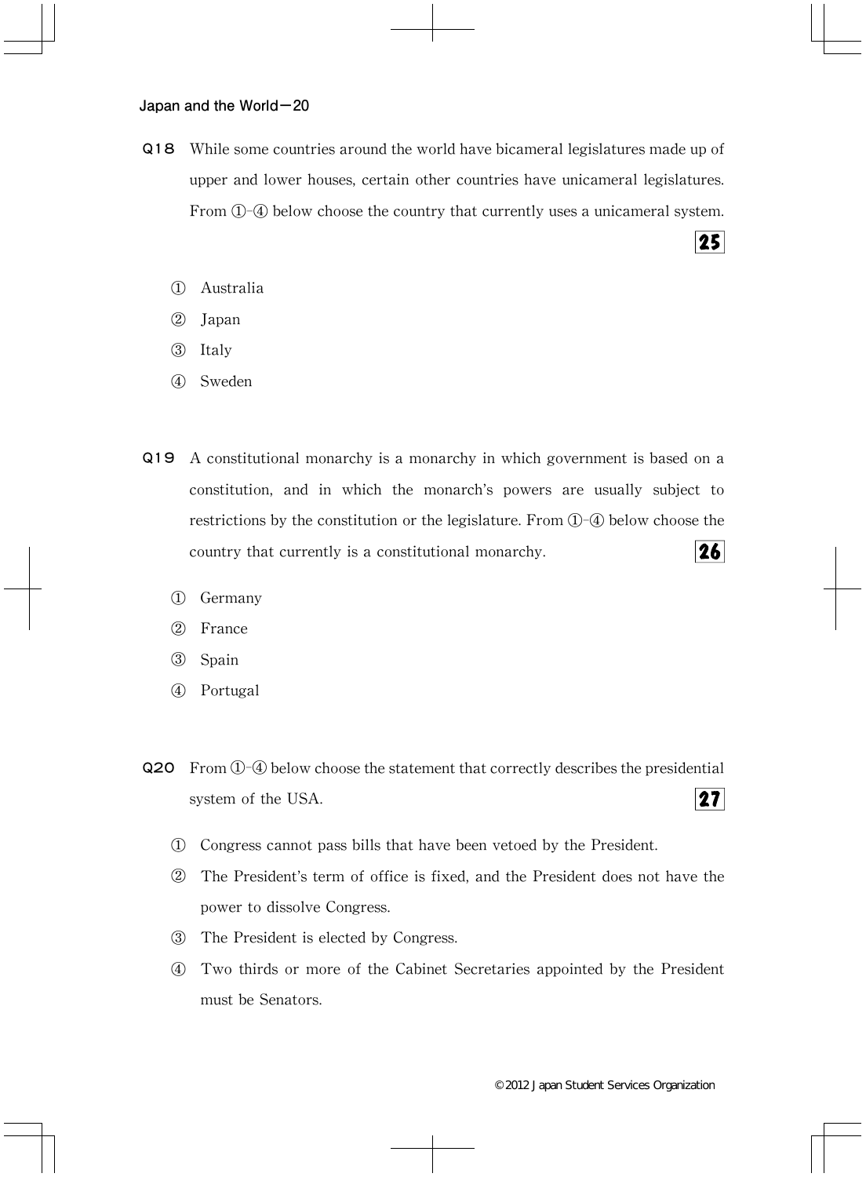**Q18** While some countries around the world have bicameral legislatures made up of upper and lower houses, certain other countries have unicameral legislatures. From ①-④ below choose the country that currently uses a unicameral system. **25**

① Australia

② Japan

③ Italy

④ Sweden

**Q19** A constitutional monarchy is a monarchy in which government is based on a constitution, and in which the monarch's powers are usually subject to restrictions by the constitution or the legislature. From ①-④ below choose the country that currently is a constitutional monarchy. **26**

① Germany

② France

③ Spain

④ Portugal

**Q20** From ①-④ below choose the statement that correctly describes the presidential system of the USA. **27**

① Congress cannot pass bills that have been vetoed by the President.

② The President's term of office is fixed, and the President does not have the power to dissolve Congress.

③ The President is elected by Congress.

④ Two thirds or more of the Cabinet Secretaries appointed by the President must be Senators.

©2012 Japan Student Services Organization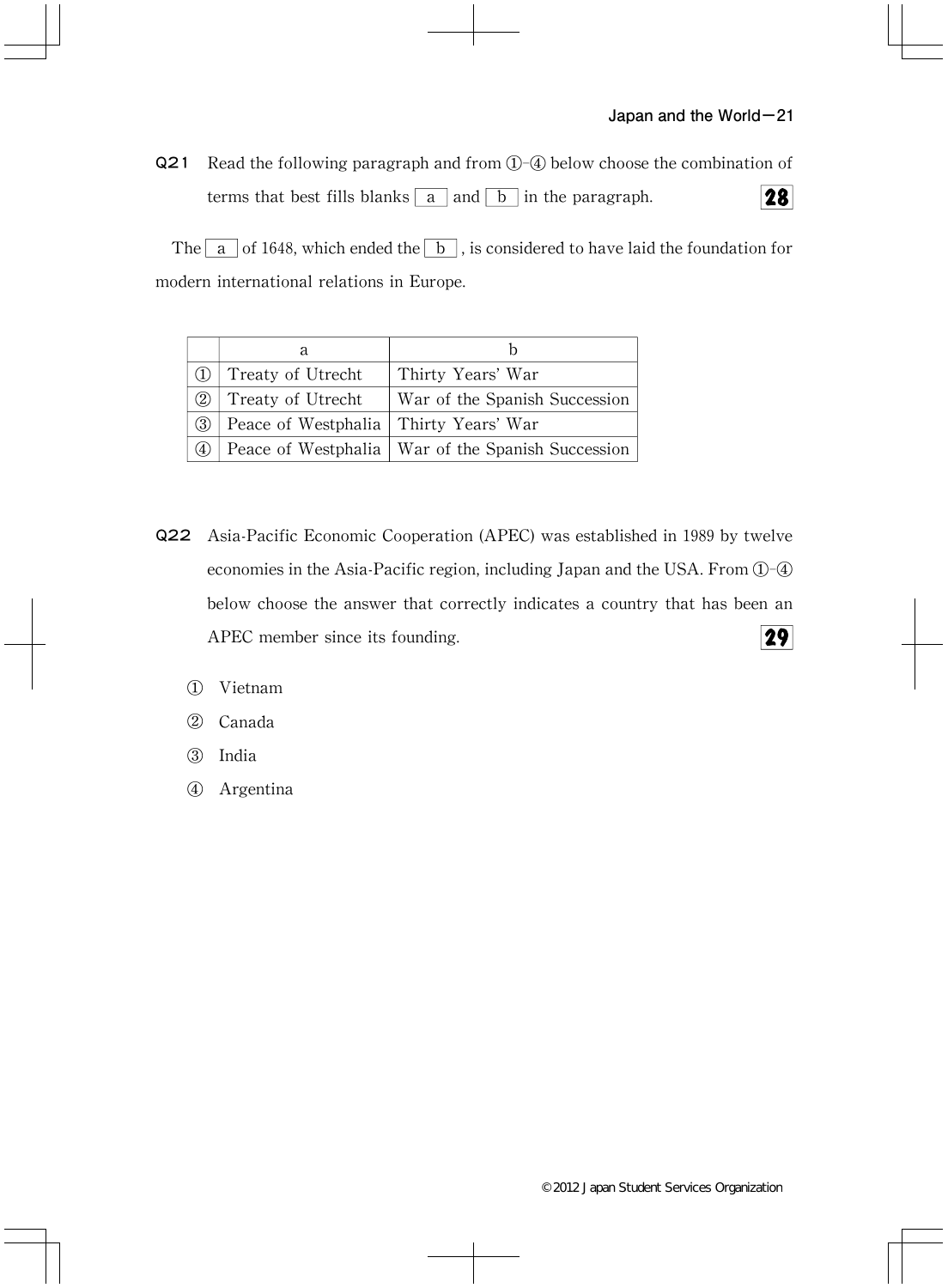**Q21** Read the following paragraph and from ①-④ below choose the combination of terms that best fills blanks [ a ] and [ b ] in the paragraph. **28**

The [ a ] of 1648, which ended the [ b ], is considered to have laid the foundation for modern international relations in Europe.

| | a | b |
|---|---|---|
| ① | Treaty of Utrecht | Thirty Years' War |
| ② | Treaty of Utrecht | War of the Spanish Succession |
| ③ | Peace of Westphalia | Thirty Years' War |
| ④ | Peace of Westphalia | War of the Spanish Succession |

**Q22** Asia-Pacific Economic Cooperation (APEC) was established in 1989 by twelve economies in the Asia-Pacific region, including Japan and the USA. From ①-④ below choose the answer that correctly indicates a country that has been an APEC member since its founding. **29**

① Vietnam

② Canada

③ India

④ Argentina

© 2012 Japan Student Services Organization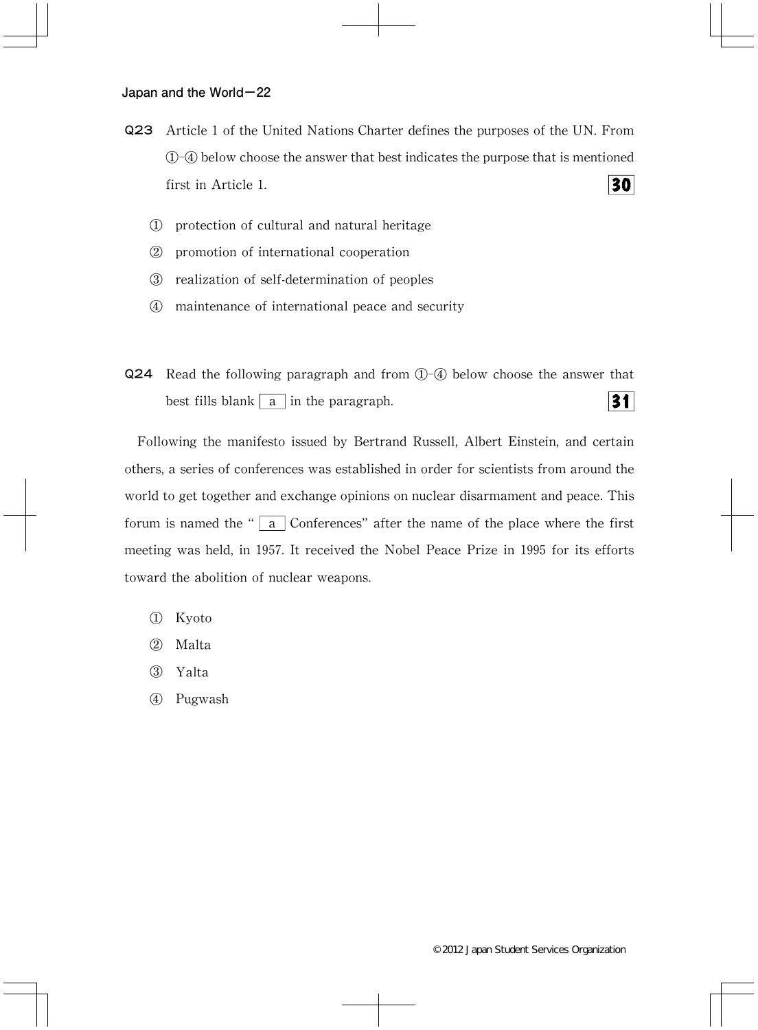**Q23** Article 1 of the United Nations Charter defines the purposes of the UN. From ①-④ below choose the answer that best indicates the purpose that is mentioned first in Article 1. **30**

① protection of cultural and natural heritage

② promotion of international cooperation

③ realization of self-determination of peoples

④ maintenance of international peace and security

**Q24** Read the following paragraph and from ①-④ below choose the answer that best fills blank [ a ] in the paragraph. **31**

Following the manifesto issued by Bertrand Russell, Albert Einstein, and certain others, a series of conferences was established in order for scientists from around the world to get together and exchange opinions on nuclear disarmament and peace. This forum is named the "[ a ] Conferences" after the name of the place where the first meeting was held, in 1957. It received the Nobel Peace Prize in 1995 for its efforts toward the abolition of nuclear weapons.

① Kyoto

② Malta

③ Yalta

④ Pugwash

©2012 Japan Student Services Organization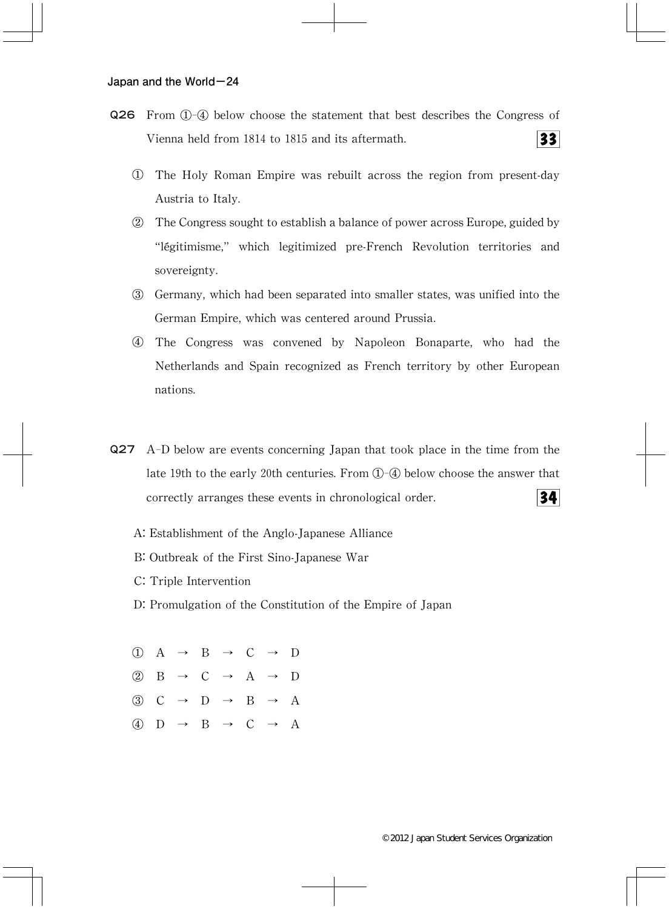**Q26** From ①-④ below choose the statement that best describes the Congress of Vienna held from 1814 to 1815 and its aftermath. **33**

① The Holy Roman Empire was rebuilt across the region from present-day Austria to Italy.

② The Congress sought to establish a balance of power across Europe, guided by "lēgitimisme," which legitimized pre-French Revolution territories and sovereignty.

③ Germany, which had been separated into smaller states, was unified into the German Empire, which was centered around Prussia.

④ The Congress was convened by Napoleon Bonaparte, who had the Netherlands and Spain recognized as French territory by other European nations.

**Q27** A-D below are events concerning Japan that took place in the time from the late 19th to the early 20th centuries. From ①-④ below choose the answer that correctly arranges these events in chronological order. **34**

A: Establishment of the Anglo-Japanese Alliance

B: Outbreak of the First Sino-Japanese War

C: Triple Intervention

D: Promulgation of the Constitution of the Empire of Japan

① A → B → C → D

② B → C → A → D

③ C → D → B → A

④ D → B → C → A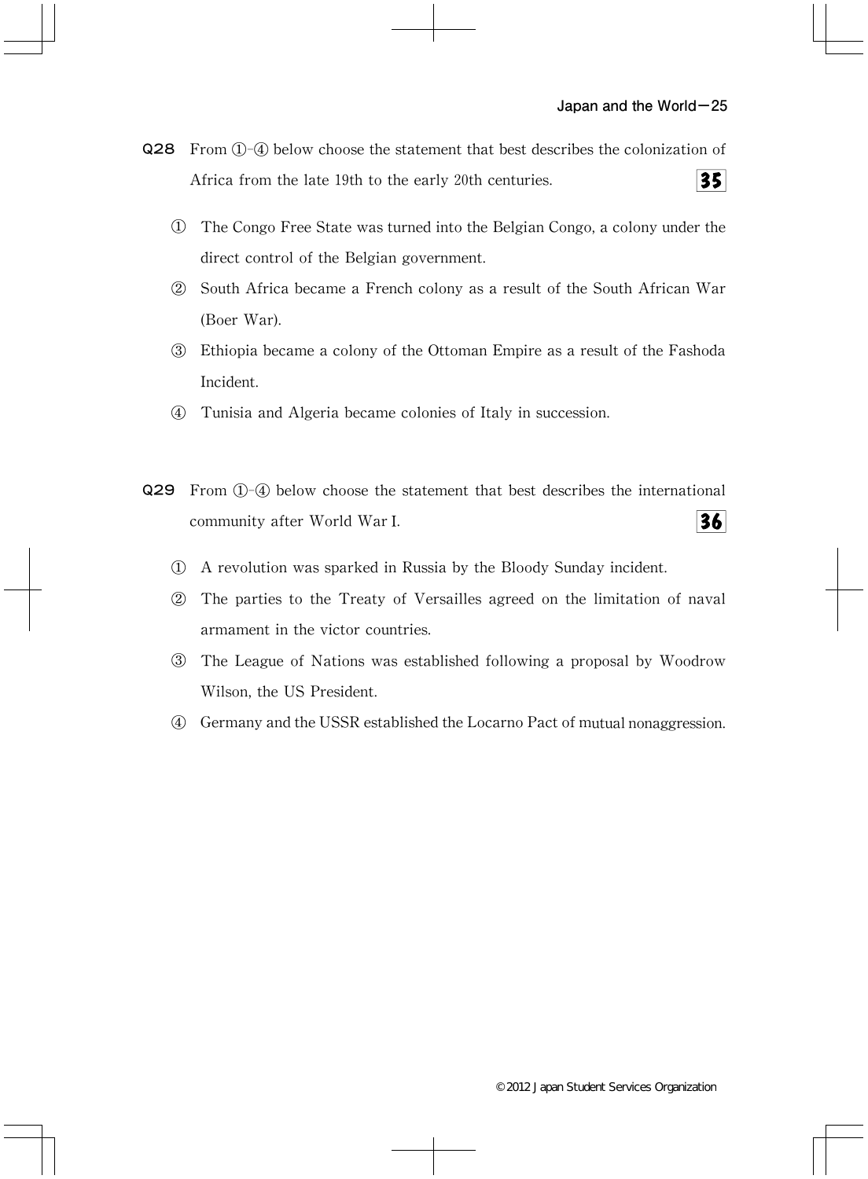**Q28** From ①-④ below choose the statement that best describes the colonization of Africa from the late 19th to the early 20th centuries. **35**

① The Congo Free State was turned into the Belgian Congo, a colony under the direct control of the Belgian government.

② South Africa became a French colony as a result of the South African War (Boer War).

③ Ethiopia became a colony of the Ottoman Empire as a result of the Fashoda Incident.

④ Tunisia and Algeria became colonies of Italy in succession.

**Q29** From ①-④ below choose the statement that best describes the international community after World War I. **36**

① A revolution was sparked in Russia by the Bloody Sunday incident.

② The parties to the Treaty of Versailles agreed on the limitation of naval armament in the victor countries.

③ The League of Nations was established following a proposal by Woodrow Wilson, the US President.

④ Germany and the USSR established the Locarno Pact of mutual nonaggression.

© 2012 Japan Student Services Organization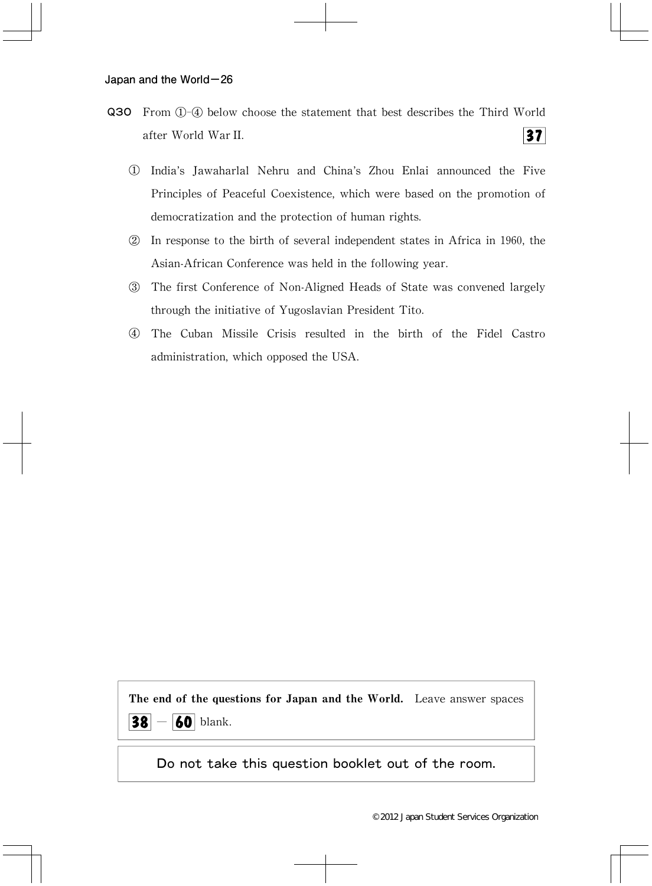**Q30** From ①-④ below choose the statement that best describes the Third World after World War II. **37**

① India's Jawaharlal Nehru and China's Zhou Enlai announced the Five Principles of Peaceful Coexistence, which were based on the promotion of democratization and the protection of human rights.

② In response to the birth of several independent states in Africa in 1960, the Asian-African Conference was held in the following year.

③ The first Conference of Non-Aligned Heads of State was convened largely through the initiative of Yugoslavian President Tito.

④ The Cuban Missile Crisis resulted in the birth of the Fidel Castro administration, which opposed the USA.

---

**The end of the questions for Japan and the World.** Leave answer spaces **38** − **60** blank.

---

Do not take this question booklet out of the room.

© 2012 Japan Student Services Organization